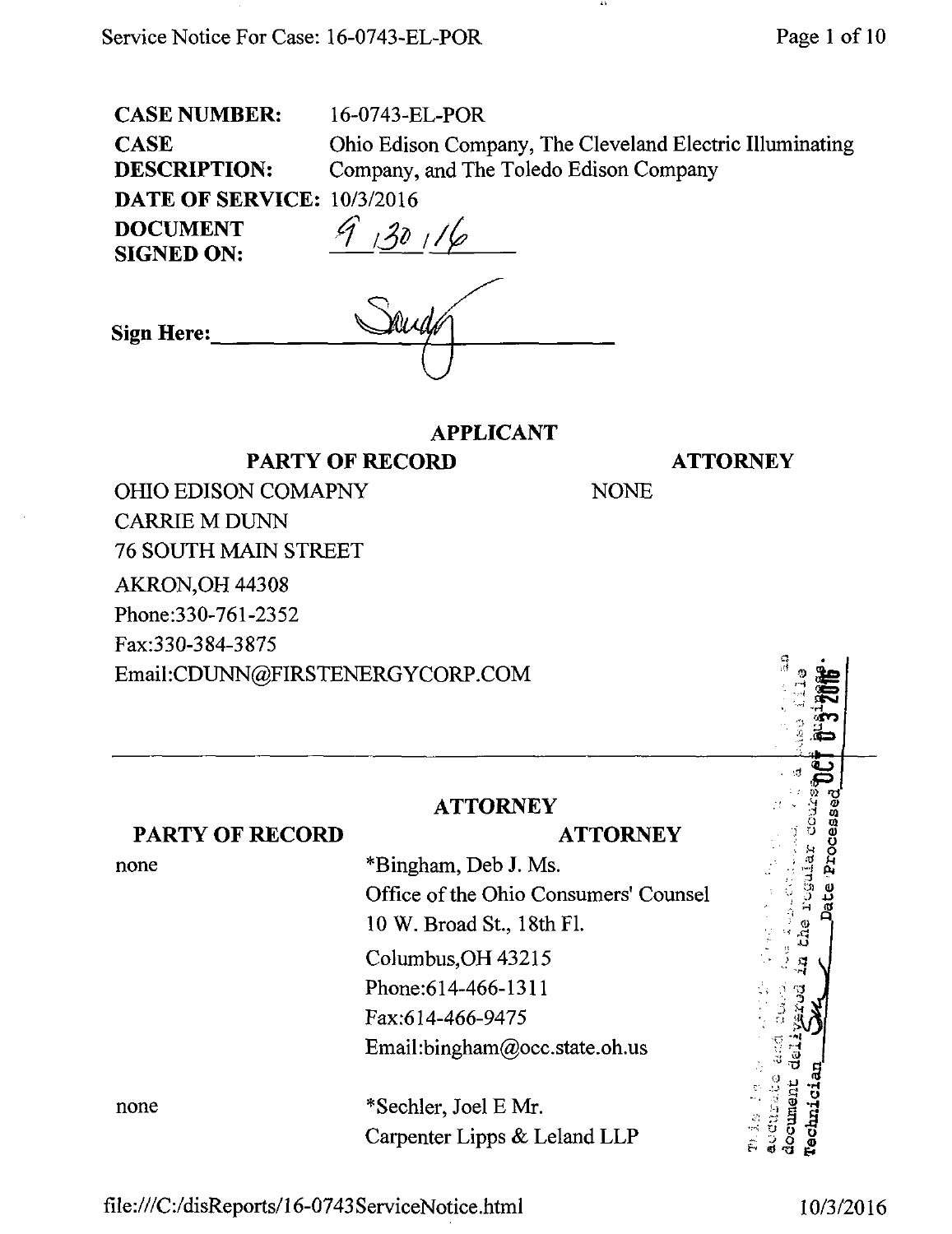**CASE NUMBER:** 16-0743-EL-POR

**CASE DESCRIPTION:** Ohio Edison Company, The Cleveland Electric Illuminating Company, and The Toledo Edison Company

**DATE OF SERVICE:** 10/3/2016

**DOCUMENT SIGNED ON:** 9/30/16

**Sign Here:** Sandy

## APPLICANT

| PARTY OF RECORD | ATTORNEY |
| --- | --- |
| OHIO EDISON COMAPNY<br>CARRIE M DUNN<br>76 SOUTH MAIN STREET<br>AKRON,OH 44308<br>Phone:330-761-2352<br>Fax:330-384-3875<br>Email:CDUNN@FIRSTENERGYCORP.COM | NONE |

## ATTORNEY

| PARTY OF RECORD | ATTORNEY |
| --- | --- |
| none | *Bingham, Deb J. Ms.<br>Office of the Ohio Consumers' Counsel<br>10 W. Broad St., 18th Fl.<br>Columbus,OH 43215<br>Phone:614-466-1311<br>Fax:614-466-9475<br>Email:bingham@occ.state.oh.us |
| none | *Sechler, Joel E Mr.<br>Carpenter Lipps & Leland LLP |

This is to certify that the images appearing are an accurate and complete reproduction of a case file document delivered in the regular course of business. Technician SM Date Processed OCT 03 2016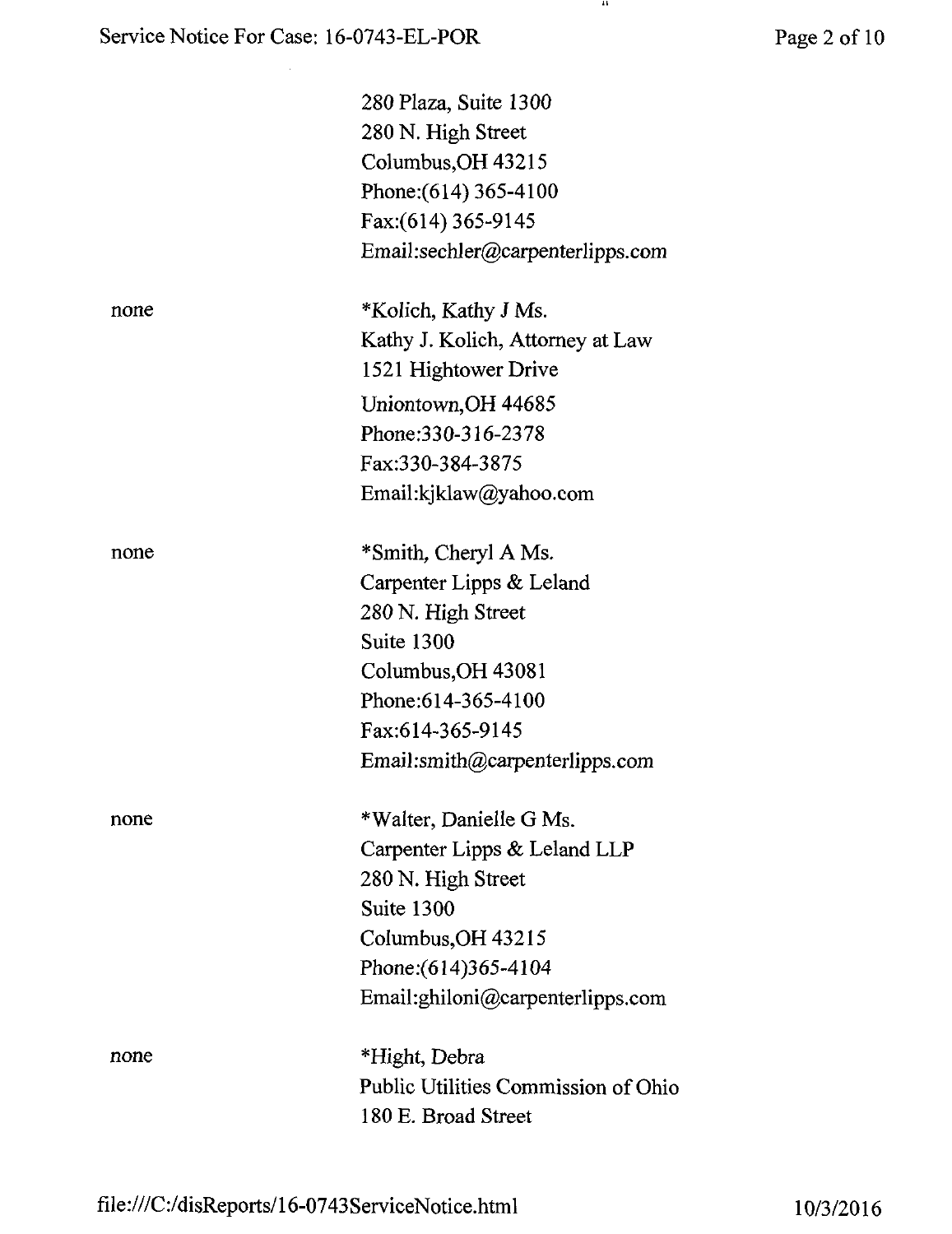280 Plaza, Suite 1300
280 N. High Street
Columbus,OH 43215
Phone:(614) 365-4100
Fax:(614) 365-9145
Email:sechler@carpenterlipps.com

| | |
|---|---|
| none | *Kolich, Kathy J Ms.<br>Kathy J. Kolich, Attorney at Law<br>1521 Hightower Drive<br>Uniontown,OH 44685<br>Phone:330-316-2378<br>Fax:330-384-3875<br>Email:kjklaw@yahoo.com |
| none | *Smith, Cheryl A Ms.<br>Carpenter Lipps & Leland<br>280 N. High Street<br>Suite 1300<br>Columbus,OH 43081<br>Phone:614-365-4100<br>Fax:614-365-9145<br>Email:smith@carpenterlipps.com |
| none | *Walter, Danielle G Ms.<br>Carpenter Lipps & Leland LLP<br>280 N. High Street<br>Suite 1300<br>Columbus,OH 43215<br>Phone:(614)365-4104<br>Email:ghiloni@carpenterlipps.com |
| none | *Hight, Debra<br>Public Utilities Commission of Ohio<br>180 E. Broad Street |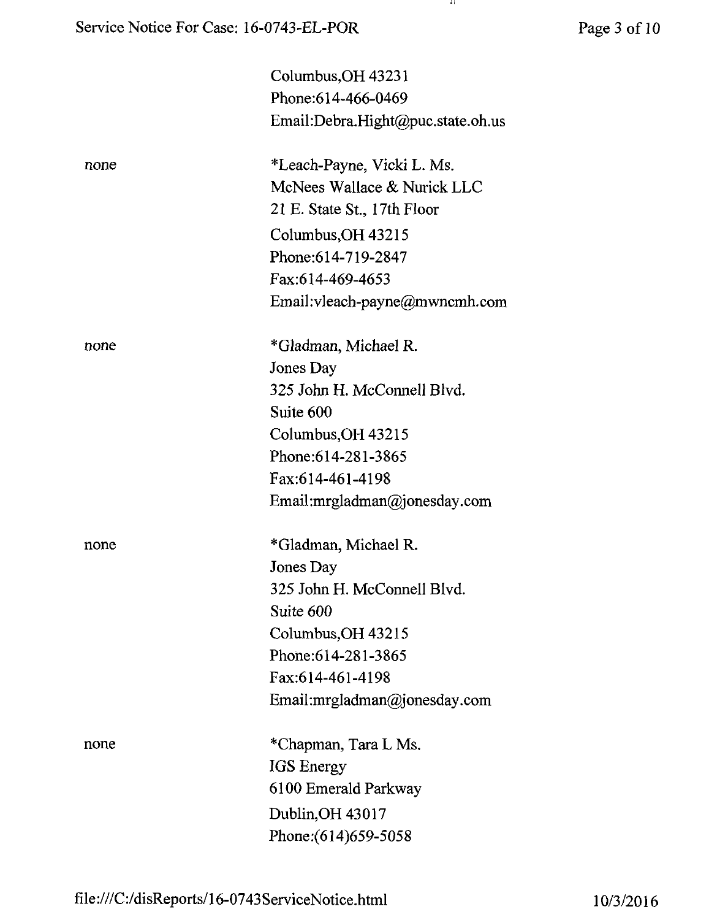Columbus,OH 43231
Phone:614-466-0469
Email:Debra.Hight@puc.state.oh.us

| | |
|---|---|
| none | *Leach-Payne, Vicki L. Ms.<br>McNees Wallace & Nurick LLC<br>21 E. State St., 17th Floor<br>Columbus,OH 43215<br>Phone:614-719-2847<br>Fax:614-469-4653<br>Email:vleach-payne@mwncmh.com |
| none | *Gladman, Michael R.<br>Jones Day<br>325 John H. McConnell Blvd.<br>Suite 600<br>Columbus,OH 43215<br>Phone:614-281-3865<br>Fax:614-461-4198<br>Email:mrgladman@jonesday.com |
| none | *Gladman, Michael R.<br>Jones Day<br>325 John H. McConnell Blvd.<br>Suite 600<br>Columbus,OH 43215<br>Phone:614-281-3865<br>Fax:614-461-4198<br>Email:mrgladman@jonesday.com |
| none | *Chapman, Tara L Ms.<br>IGS Energy<br>6100 Emerald Parkway<br>Dublin,OH 43017<br>Phone:(614)659-5058 |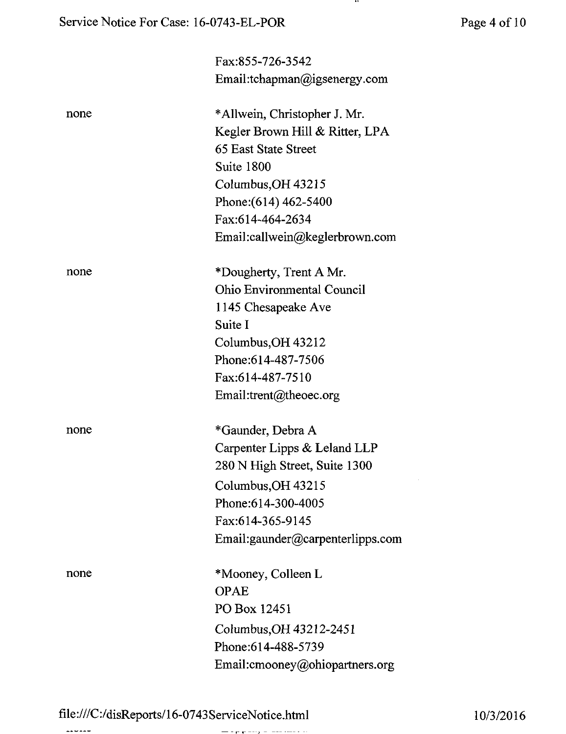Fax:855-726-3542
Email:tchapman@igsenergy.com

| | |
|---|---|
| none | *Allwein, Christopher J. Mr.<br>Kegler Brown Hill & Ritter, LPA<br>65 East State Street<br>Suite 1800<br>Columbus,OH 43215<br>Phone:(614) 462-5400<br>Fax:614-464-2634<br>Email:callwein@keglerbrown.com |
| none | *Dougherty, Trent A Mr.<br>Ohio Environmental Council<br>1145 Chesapeake Ave<br>Suite I<br>Columbus,OH 43212<br>Phone:614-487-7506<br>Fax:614-487-7510<br>Email:trent@theoec.org |
| none | *Gaunder, Debra A<br>Carpenter Lipps & Leland LLP<br>280 N High Street, Suite 1300<br>Columbus,OH 43215<br>Phone:614-300-4005<br>Fax:614-365-9145<br>Email:gaunder@carpenterlipps.com |
| none | *Mooney, Colleen L<br>OPAE<br>PO Box 12451<br>Columbus,OH 43212-2451<br>Phone:614-488-5739<br>Email:cmooney@ohiopartners.org |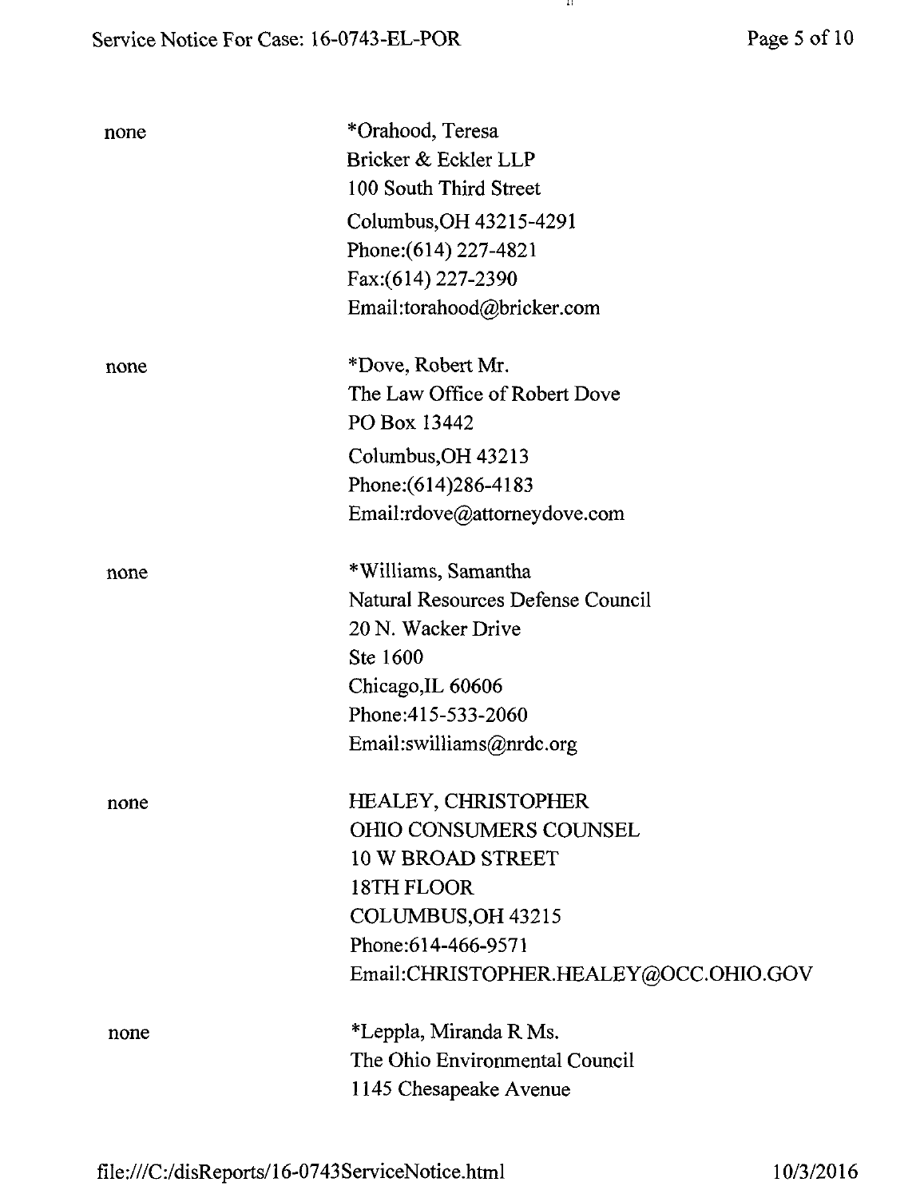| | |
|---|---|
| none | *Orahood, Teresa<br>Bricker & Eckler LLP<br>100 South Third Street<br>Columbus,OH 43215-4291<br>Phone:(614) 227-4821<br>Fax:(614) 227-2390<br>Email:torahood@bricker.com |
| none | *Dove, Robert Mr.<br>The Law Office of Robert Dove<br>PO Box 13442<br>Columbus,OH 43213<br>Phone:(614)286-4183<br>Email:rdove@attorneydove.com |
| none | *Williams, Samantha<br>Natural Resources Defense Council<br>20 N. Wacker Drive<br>Ste 1600<br>Chicago,IL 60606<br>Phone:415-533-2060<br>Email:swilliams@nrdc.org |
| none | HEALEY, CHRISTOPHER<br>OHIO CONSUMERS COUNSEL<br>10 W BROAD STREET<br>18TH FLOOR<br>COLUMBUS,OH 43215<br>Phone:614-466-9571<br>Email:CHRISTOPHER.HEALEY@OCC.OHIO.GOV |
| none | *Leppla, Miranda R Ms.<br>The Ohio Environmental Council<br>1145 Chesapeake Avenue |

file:///C:/disReports/16-0743ServiceNotice.html 10/3/2016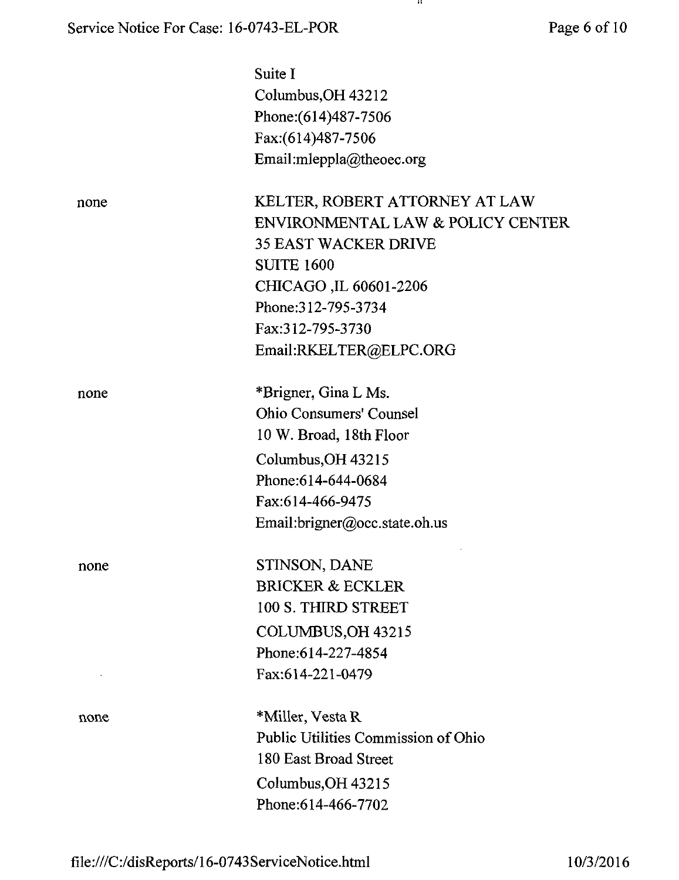Suite I
Columbus,OH 43212
Phone:(614)487-7506
Fax:(614)487-7506
Email:mleppla@theoec.org

none

KELTER, ROBERT ATTORNEY AT LAW
ENVIRONMENTAL LAW & POLICY CENTER
35 EAST WACKER DRIVE
SUITE 1600
CHICAGO ,IL 60601-2206
Phone:312-795-3734
Fax:312-795-3730
Email:RKELTER@ELPC.ORG

none

*Brigner, Gina L Ms.
Ohio Consumers' Counsel
10 W. Broad, 18th Floor
Columbus,OH 43215
Phone:614-644-0684
Fax:614-466-9475
Email:brigner@occ.state.oh.us

none

STINSON, DANE
BRICKER & ECKLER
100 S. THIRD STREET
COLUMBUS,OH 43215
Phone:614-227-4854
Fax:614-221-0479

none

*Miller, Vesta R
Public Utilities Commission of Ohio
180 East Broad Street
Columbus,OH 43215
Phone:614-466-7702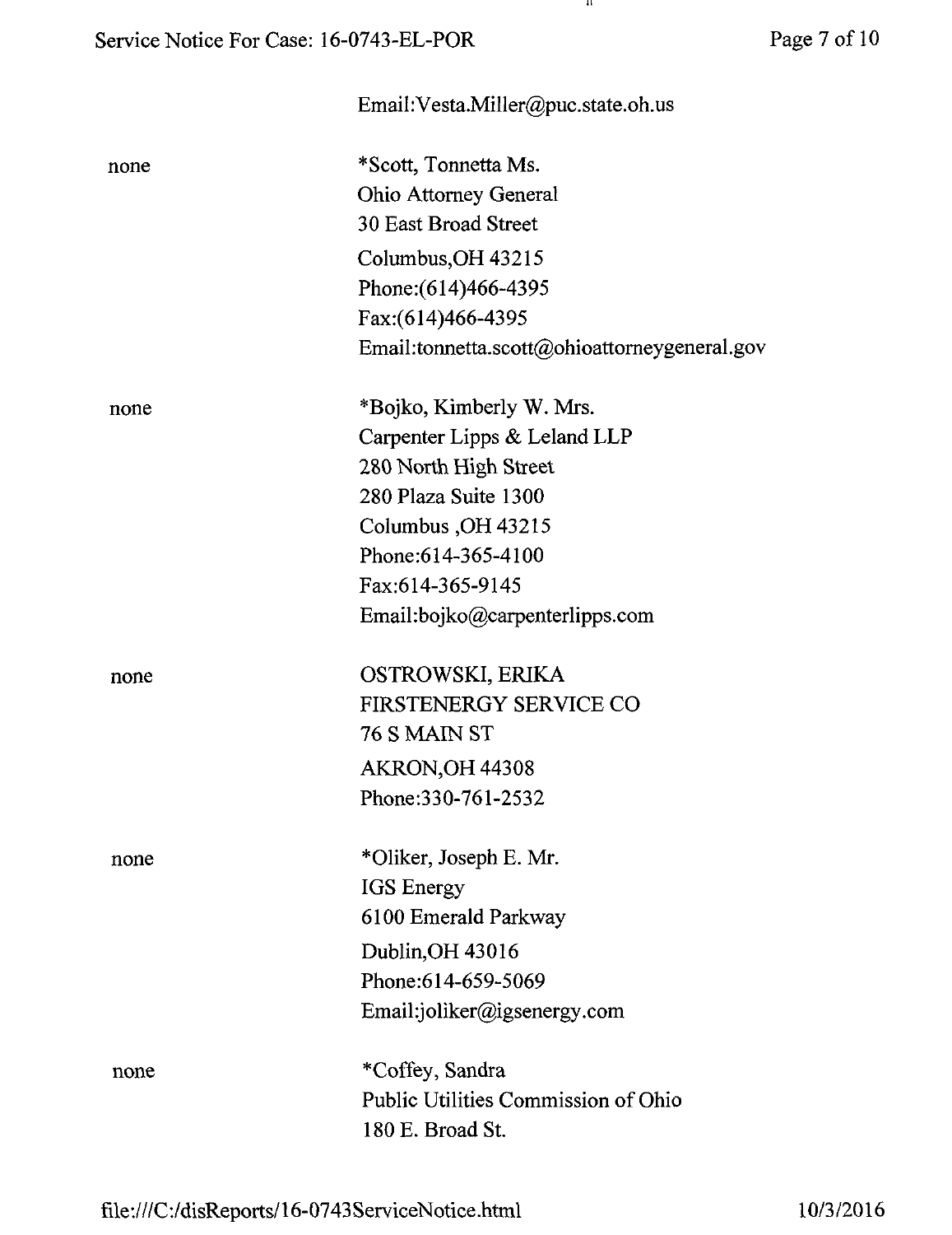Email:Vesta.Miller@puc.state.oh.us

| | |
|---|---|
| none | *Scott, Tonnetta Ms.<br>Ohio Attorney General<br>30 East Broad Street<br>Columbus,OH 43215<br>Phone:(614)466-4395<br>Fax:(614)466-4395<br>Email:tonnetta.scott@ohioattorneygeneral.gov |
| none | *Bojko, Kimberly W. Mrs.<br>Carpenter Lipps & Leland LLP<br>280 North High Street<br>280 Plaza Suite 1300<br>Columbus ,OH 43215<br>Phone:614-365-4100<br>Fax:614-365-9145<br>Email:bojko@carpenterlipps.com |
| none | OSTROWSKI, ERIKA<br>FIRSTENERGY SERVICE CO<br>76 S MAIN ST<br>AKRON,OH 44308<br>Phone:330-761-2532 |
| none | *Oliker, Joseph E. Mr.<br>IGS Energy<br>6100 Emerald Parkway<br>Dublin,OH 43016<br>Phone:614-659-5069<br>Email:joliker@igsenergy.com |
| none | *Coffey, Sandra<br>Public Utilities Commission of Ohio<br>180 E. Broad St. |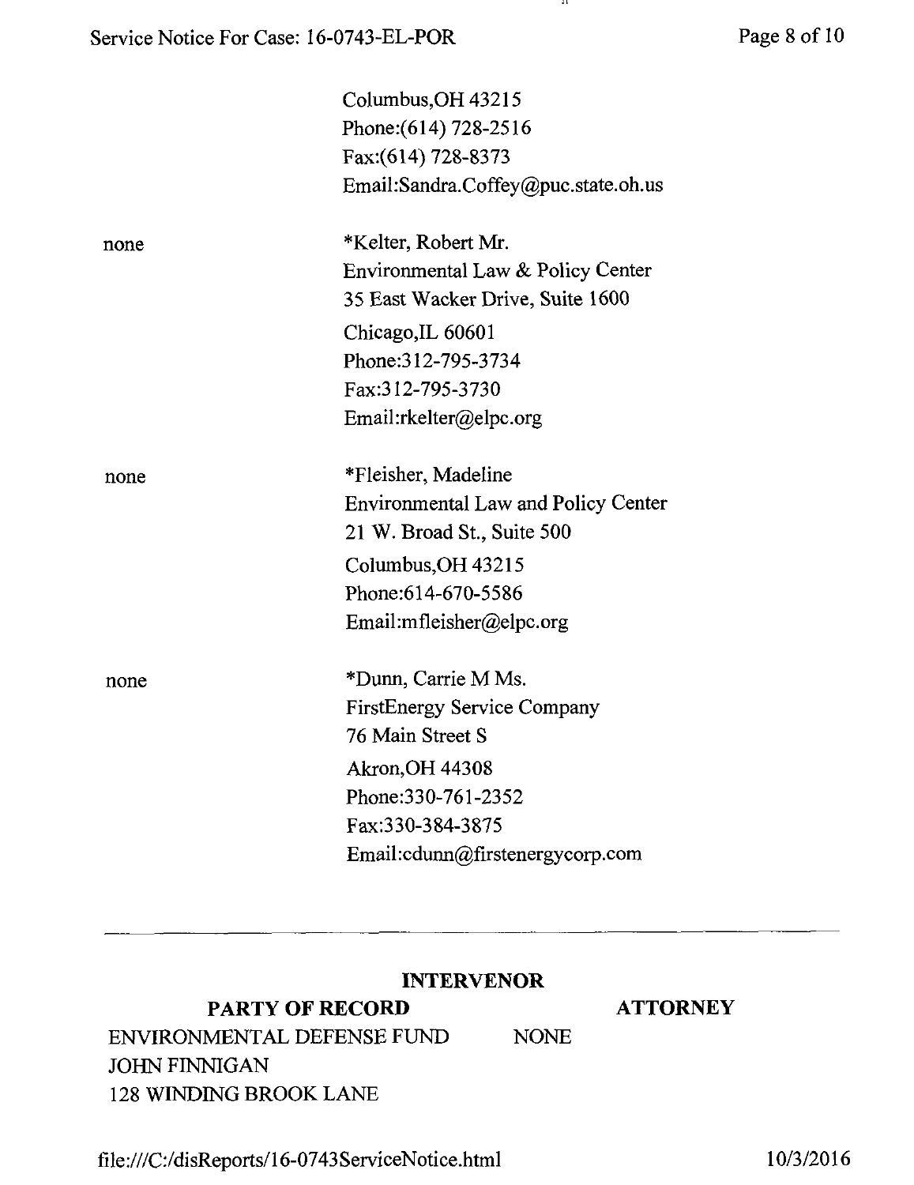| | |
|---|---|
| | Columbus,OH 43215<br>Phone:(614) 728-2516<br>Fax:(614) 728-8373<br>Email:Sandra.Coffey@puc.state.oh.us |
| none | *Kelter, Robert Mr.<br>Environmental Law & Policy Center<br>35 East Wacker Drive, Suite 1600<br>Chicago,IL 60601<br>Phone:312-795-3734<br>Fax:312-795-3730<br>Email:rkelter@elpc.org |
| none | *Fleisher, Madeline<br>Environmental Law and Policy Center<br>21 W. Broad St., Suite 500<br>Columbus,OH 43215<br>Phone:614-670-5586<br>Email:mfleisher@elpc.org |
| none | *Dunn, Carrie M Ms.<br>FirstEnergy Service Company<br>76 Main Street S<br>Akron,OH 44308<br>Phone:330-761-2352<br>Fax:330-384-3875<br>Email:cdunn@firstenergycorp.com |

---

**INTERVENOR**

| **PARTY OF RECORD** | **ATTORNEY** |
|---|---|
| ENVIRONMENTAL DEFENSE FUND<br>JOHN FINNIGAN<br>128 WINDING BROOK LANE | NONE |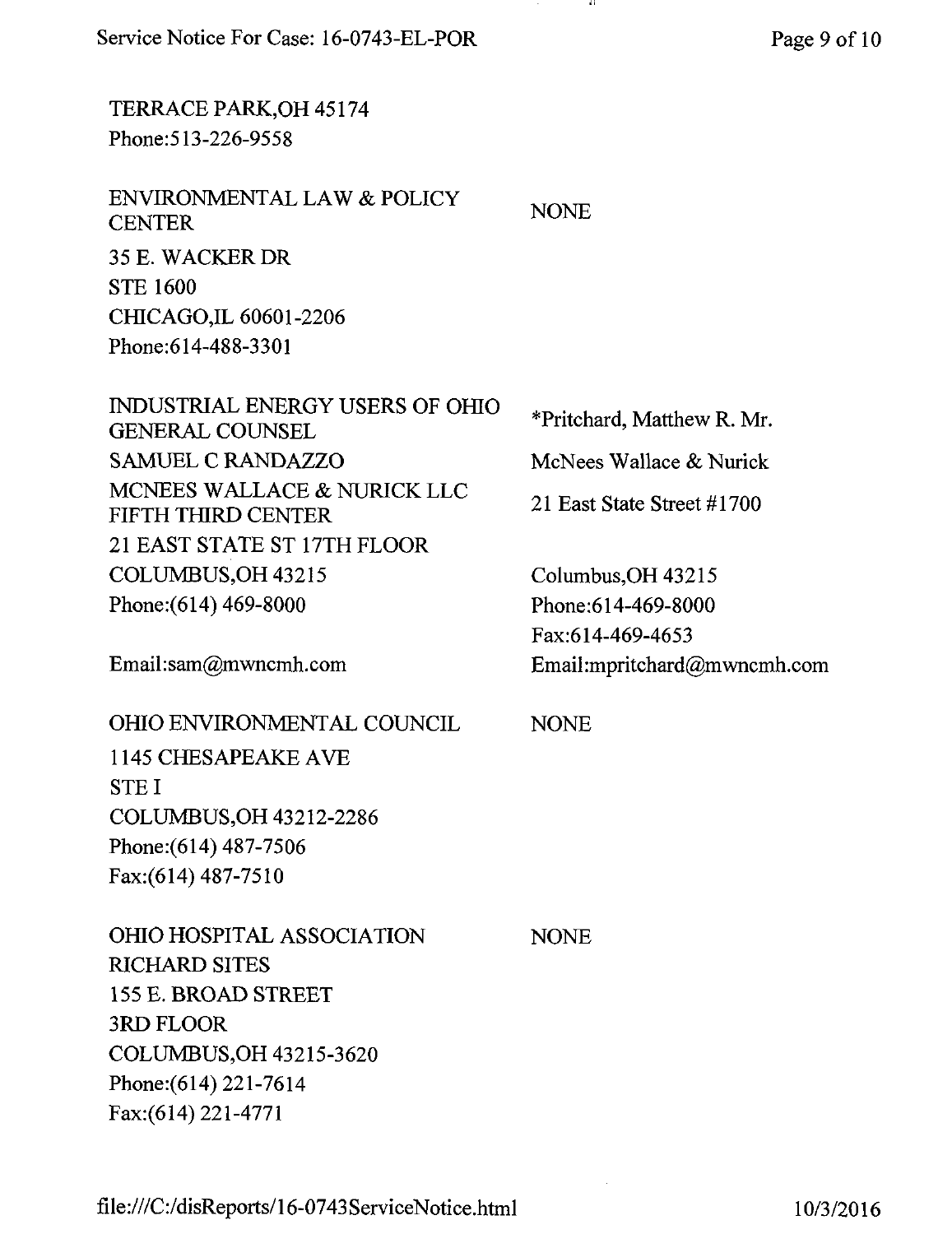TERRACE PARK,OH 45174
Phone:513-226-9558

| | |
|---|---|
| ENVIRONMENTAL LAW & POLICY CENTER<br>35 E. WACKER DR<br>STE 1600<br>CHICAGO,IL 60601-2206<br>Phone:614-488-3301 | NONE |
| INDUSTRIAL ENERGY USERS OF OHIO GENERAL COUNSEL<br>SAMUEL C RANDAZZO<br>MCNEES WALLACE & NURICK LLC FIFTH THIRD CENTER<br>21 EAST STATE ST 17TH FLOOR<br>COLUMBUS,OH 43215<br>Phone:(614) 469-8000<br><br>Email:sam@mwncmh.com | *Pritchard, Matthew R. Mr.<br>McNees Wallace & Nurick<br>21 East State Street #1700<br><br>Columbus,OH 43215<br>Phone:614-469-8000<br>Fax:614-469-4653<br>Email:mpritchard@mwncmh.com |
| OHIO ENVIRONMENTAL COUNCIL<br>1145 CHESAPEAKE AVE<br>STE I<br>COLUMBUS,OH 43212-2286<br>Phone:(614) 487-7506<br>Fax:(614) 487-7510 | NONE |
| OHIO HOSPITAL ASSOCIATION<br>RICHARD SITES<br>155 E. BROAD STREET<br>3RD FLOOR<br>COLUMBUS,OH 43215-3620<br>Phone:(614) 221-7614<br>Fax:(614) 221-4771 | NONE |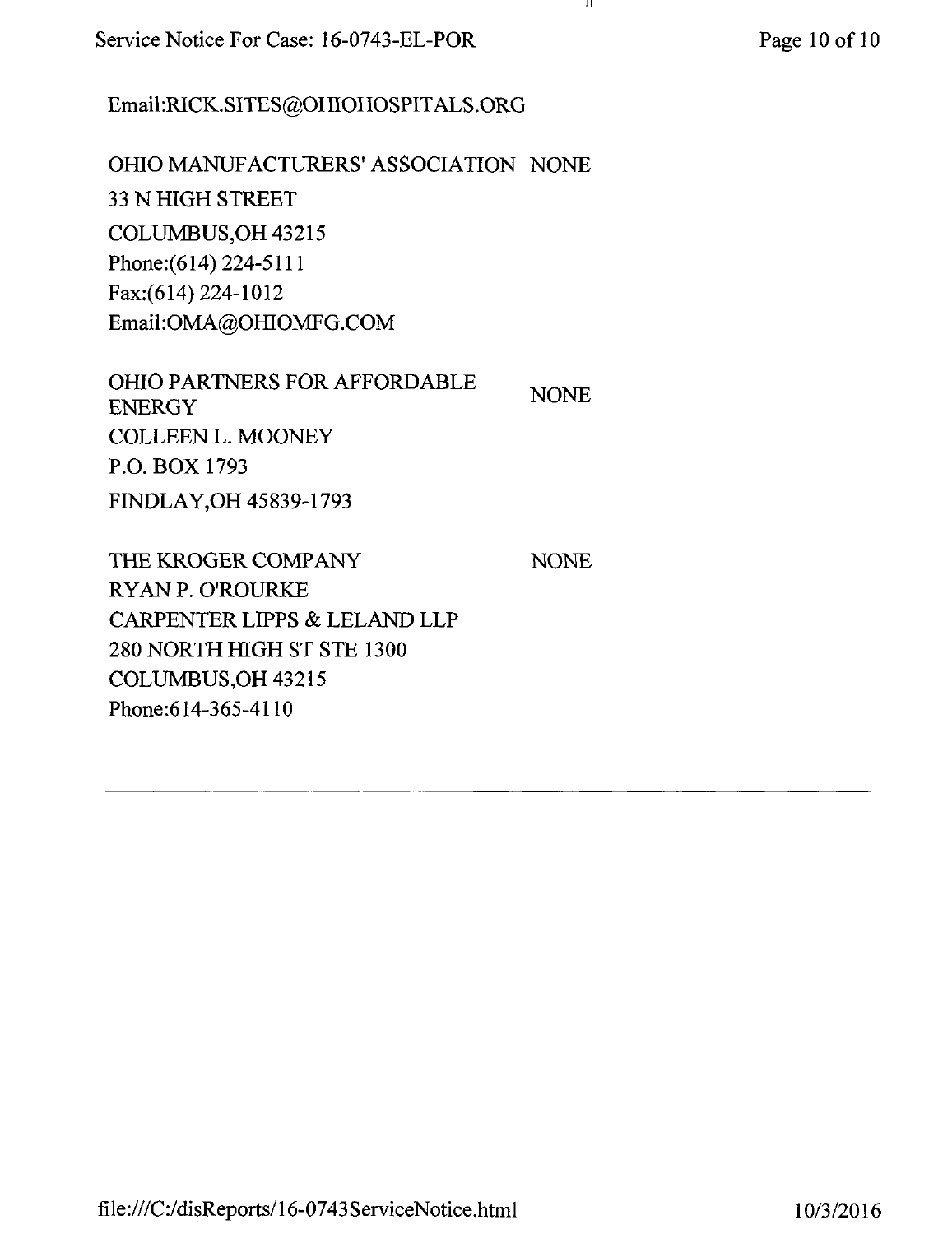Email:RICK.SITES@OHIOHOSPITALS.ORG

OHIO MANUFACTURERS' ASSOCIATION NONE
33 N HIGH STREET
COLUMBUS,OH 43215
Phone:(614) 224-5111
Fax:(614) 224-1012
Email:OMA@OHIOMFG.COM

OHIO PARTNERS FOR AFFORDABLE ENERGY NONE
COLLEEN L. MOONEY
P.O. BOX 1793
FINDLAY,OH 45839-1793

THE KROGER COMPANY NONE
RYAN P. O'ROURKE
CARPENTER LIPPS & LELAND LLP
280 NORTH HIGH ST STE 1300
COLUMBUS,OH 43215
Phone:614-365-4110